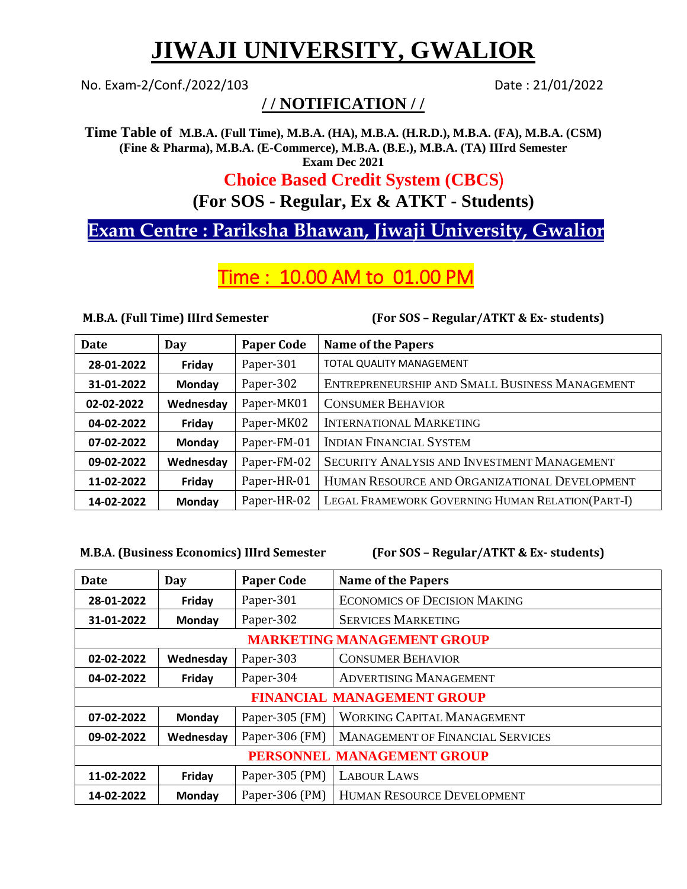# JIWAJI UNIVERSITY, GWALIOR

No. Exam-2/Conf./2022/103 Date : 21/01/2022

## / / NOTIFICATION / /

**Time Table of M.B.A. (Full Time), M.B.A. (HA), M.B.A. (H.R.D.), M.B.A. (FA), M.B.A. (CSM) (Fine & Pharma), M.B.A. (E-Commerce), M.B.A. (B.E.), M.B.A. (TA) IIIrd Semester Exam Dec 2021**

**Choice Based Credit System (CBCS)**

**(For SOS - Regular, Ex & ATKT - Students)**

**Exam Centre : Pariksha Bhawan, Jiwaji University, Gwalior**

**Time : 10.00 AM to 01.00 PM**

**M.B.A. (Full Time) IIIrd Semester** **(For SOS – Regular/ATKT & Ex- students)**

| Date | Day | Paper Code | Name of the Papers |
|---|---|---|---|
| 28-01-2022 | Friday | Paper-301 | TOTAL QUALITY MANAGEMENT |
| 31-01-2022 | Monday | Paper-302 | ENTREPRENEURSHIP AND SMALL BUSINESS MANAGEMENT |
| 02-02-2022 | Wednesday | Paper-MK01 | CONSUMER BEHAVIOR |
| 04-02-2022 | Friday | Paper-MK02 | INTERNATIONAL MARKETING |
| 07-02-2022 | Monday | Paper-FM-01 | INDIAN FINANCIAL SYSTEM |
| 09-02-2022 | Wednesday | Paper-FM-02 | SECURITY ANALYSIS AND INVESTMENT MANAGEMENT |
| 11-02-2022 | Friday | Paper-HR-01 | HUMAN RESOURCE AND ORGANIZATIONAL DEVELOPMENT |
| 14-02-2022 | Monday | Paper-HR-02 | LEGAL FRAMEWORK GOVERNING HUMAN RELATION(PART-I) |

**M.B.A. (Business Economics) IIIrd Semester** **(For SOS – Regular/ATKT & Ex- students)**

| Date | Day | Paper Code | Name of the Papers |
|---|---|---|---|
| 28-01-2022 | Friday | Paper-301 | ECONOMICS OF DECISION MAKING |
| 31-01-2022 | Monday | Paper-302 | SERVICES MARKETING |
| **MARKETING MANAGEMENT GROUP** | | | |
| 02-02-2022 | Wednesday | Paper-303 | CONSUMER BEHAVIOR |
| 04-02-2022 | Friday | Paper-304 | ADVERTISING MANAGEMENT |
| **FINANCIAL MANAGEMENT GROUP** | | | |
| 07-02-2022 | Monday | Paper-305 (FM) | WORKING CAPITAL MANAGEMENT |
| 09-02-2022 | Wednesday | Paper-306 (FM) | MANAGEMENT OF FINANCIAL SERVICES |
| **PERSONNEL MANAGEMENT GROUP** | | | |
| 11-02-2022 | Friday | Paper-305 (PM) | LABOUR LAWS |
| 14-02-2022 | Monday | Paper-306 (PM) | HUMAN RESOURCE DEVELOPMENT |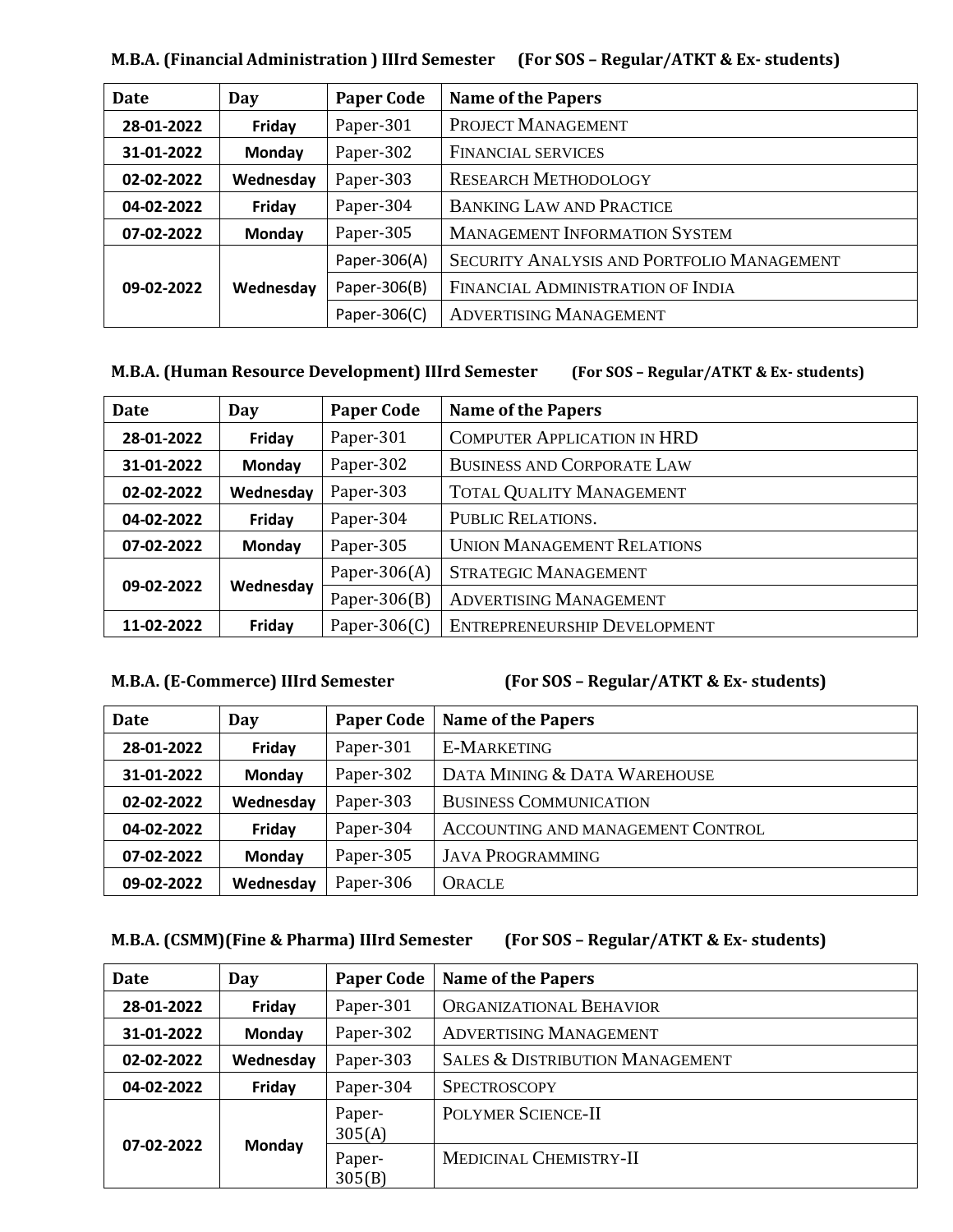**M.B.A. (Financial Administration ) IIIrd Semester (For SOS – Regular/ATKT & Ex- students)**

| Date | Day | Paper Code | Name of the Papers |
|---|---|---|---|
| 28-01-2022 | Friday | Paper-301 | PROJECT MANAGEMENT |
| 31-01-2022 | Monday | Paper-302 | FINANCIAL SERVICES |
| 02-02-2022 | Wednesday | Paper-303 | RESEARCH METHODOLOGY |
| 04-02-2022 | Friday | Paper-304 | BANKING LAW AND PRACTICE |
| 07-02-2022 | Monday | Paper-305 | MANAGEMENT INFORMATION SYSTEM |
| 09-02-2022 | Wednesday | Paper-306(A) | SECURITY ANALYSIS AND PORTFOLIO MANAGEMENT |
| | | Paper-306(B) | FINANCIAL ADMINISTRATION OF INDIA |
| | | Paper-306(C) | ADVERTISING MANAGEMENT |

**M.B.A. (Human Resource Development) IIIrd Semester (For SOS – Regular/ATKT & Ex- students)**

| Date | Day | Paper Code | Name of the Papers |
|---|---|---|---|
| 28-01-2022 | Friday | Paper-301 | COMPUTER APPLICATION IN HRD |
| 31-01-2022 | Monday | Paper-302 | BUSINESS AND CORPORATE LAW |
| 02-02-2022 | Wednesday | Paper-303 | TOTAL QUALITY MANAGEMENT |
| 04-02-2022 | Friday | Paper-304 | PUBLIC RELATIONS. |
| 07-02-2022 | Monday | Paper-305 | UNION MANAGEMENT RELATIONS |
| 09-02-2022 | Wednesday | Paper-306(A) | STRATEGIC MANAGEMENT |
| | | Paper-306(B) | ADVERTISING MANAGEMENT |
| 11-02-2022 | Friday | Paper-306(C) | ENTREPRENEURSHIP DEVELOPMENT |

**M.B.A. (E-Commerce) IIIrd Semester (For SOS – Regular/ATKT & Ex- students)**

| Date | Day | Paper Code | Name of the Papers |
|---|---|---|---|
| 28-01-2022 | Friday | Paper-301 | E-MARKETING |
| 31-01-2022 | Monday | Paper-302 | DATA MINING & DATA WAREHOUSE |
| 02-02-2022 | Wednesday | Paper-303 | BUSINESS COMMUNICATION |
| 04-02-2022 | Friday | Paper-304 | ACCOUNTING AND MANAGEMENT CONTROL |
| 07-02-2022 | Monday | Paper-305 | JAVA PROGRAMMING |
| 09-02-2022 | Wednesday | Paper-306 | ORACLE |

**M.B.A. (CSMM)(Fine & Pharma) IIIrd Semester (For SOS – Regular/ATKT & Ex- students)**

| Date | Day | Paper Code | Name of the Papers |
|---|---|---|---|
| 28-01-2022 | Friday | Paper-301 | ORGANIZATIONAL BEHAVIOR |
| 31-01-2022 | Monday | Paper-302 | ADVERTISING MANAGEMENT |
| 02-02-2022 | Wednesday | Paper-303 | SALES & DISTRIBUTION MANAGEMENT |
| 04-02-2022 | Friday | Paper-304 | SPECTROSCOPY |
| 07-02-2022 | Monday | Paper-305(A) | POLYMER SCIENCE-II |
| | | Paper-305(B) | MEDICINAL CHEMISTRY-II |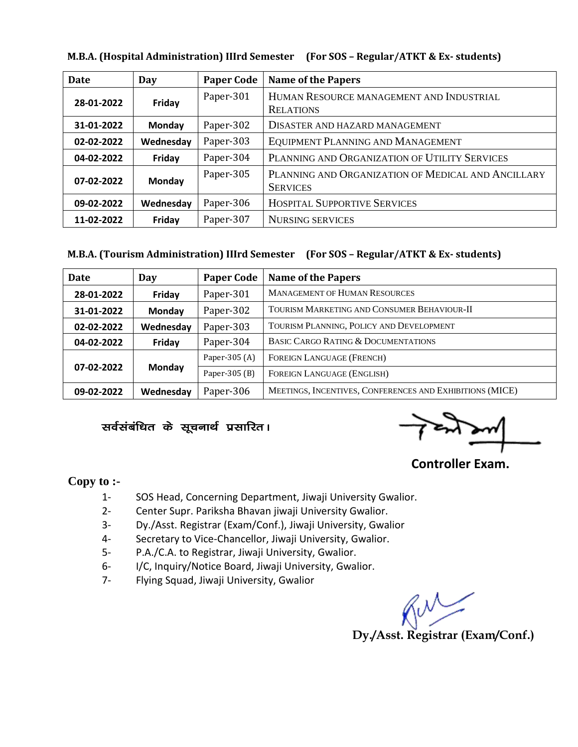**M.B.A. (Hospital Administration) IIIrd Semester (For SOS – Regular/ATKT & Ex- students)**

| Date | Day | Paper Code | Name of the Papers |
|---|---|---|---|
| **28-01-2022** | **Friday** | Paper-301 | Human Resource management and Industrial Relations |
| **31-01-2022** | **Monday** | Paper-302 | Disaster and hazard management |
| **02-02-2022** | **Wednesday** | Paper-303 | Equipment Planning and Management |
| **04-02-2022** | **Friday** | Paper-304 | Planning and Organization of Utility Services |
| **07-02-2022** | **Monday** | Paper-305 | Planning and Organization of Medical and Ancillary Services |
| **09-02-2022** | **Wednesday** | Paper-306 | Hospital Supportive Services |
| **11-02-2022** | **Friday** | Paper-307 | Nursing services |

**M.B.A. (Tourism Administration) IIIrd Semester (For SOS – Regular/ATKT & Ex- students)**

| Date | Day | Paper Code | Name of the Papers |
|---|---|---|---|
| **28-01-2022** | **Friday** | Paper-301 | Management of Human Resources |
| **31-01-2022** | **Monday** | Paper-302 | Tourism Marketing and Consumer Behaviour-II |
| **02-02-2022** | **Wednesday** | Paper-303 | Tourism Planning, Policy and Development |
| **04-02-2022** | **Friday** | Paper-304 | Basic Cargo Rating & Documentations |
| **07-02-2022** | **Monday** | Paper-305 (A) | Foreign Language (French) |
| | | Paper-305 (B) | Foreign Language (English) |
| **09-02-2022** | **Wednesday** | Paper-306 | Meetings, Incentives, Conferences and Exhibitions (MICE) |

**सर्वसंबंधित के सूचनार्थ प्रसारित।**

**Controller Exam.**

**Copy to :-**

1- SOS Head, Concerning Department, Jiwaji University Gwalior.
2- Center Supr. Pariksha Bhavan jiwaji University Gwalior.
3- Dy./Asst. Registrar (Exam/Conf.), Jiwaji University, Gwalior
4- Secretary to Vice-Chancellor, Jiwaji University, Gwalior.
5- P.A./C.A. to Registrar, Jiwaji University, Gwalior.
6- I/C, Inquiry/Notice Board, Jiwaji University, Gwalior.
7- Flying Squad, Jiwaji University, Gwalior

**Dy./Asst. Registrar (Exam/Conf.)**